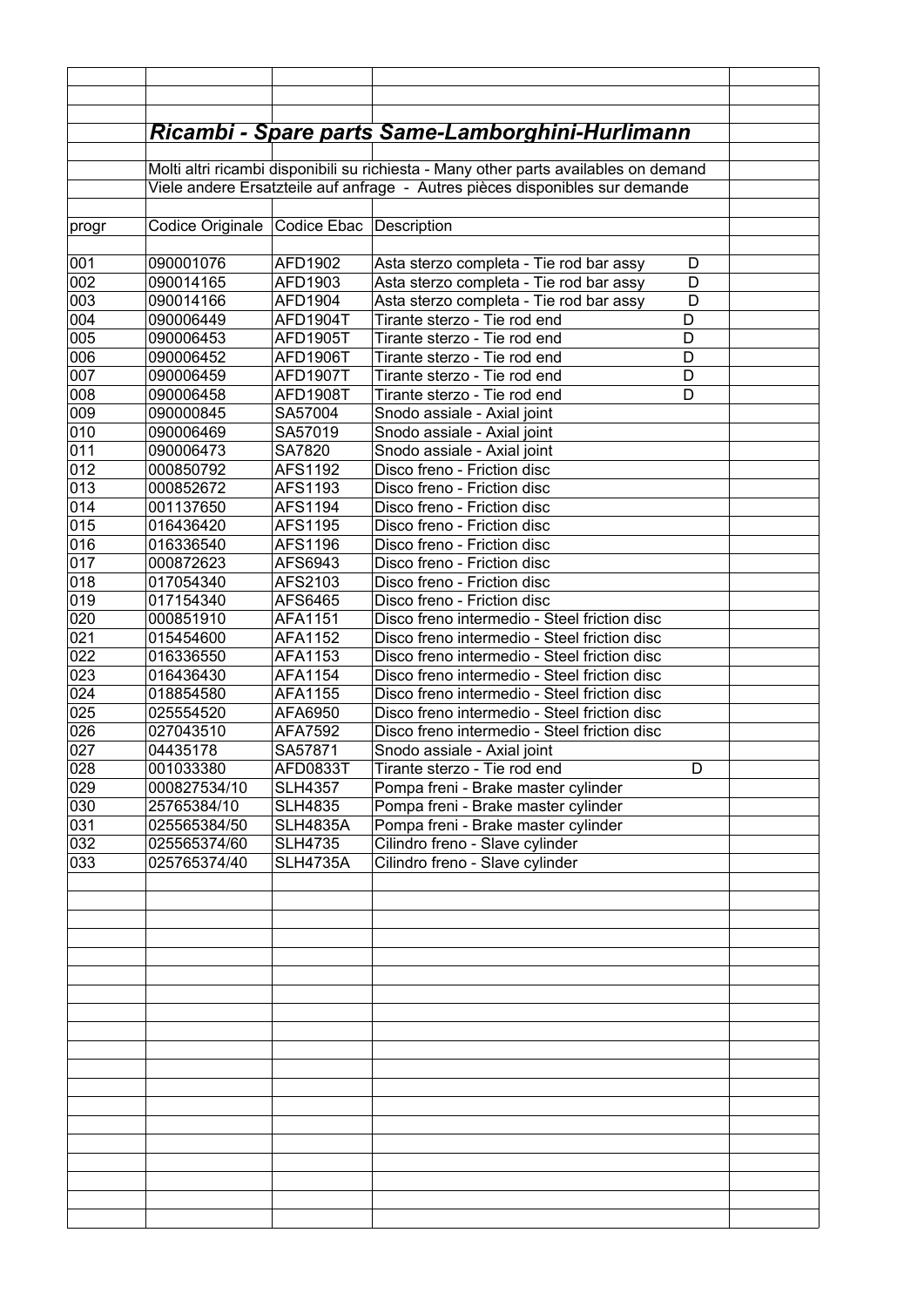## *Ricambi - Spare parts Same-Lamborghini-Hurlimann*

Molti altri ricambi disponibili su richiesta - Many other parts availables on demand

Viele andere Ersatzteile auf anfrage - Autres pièces disponibles sur demande

| progr | Codice Originale | Codice Ebac | Description | |
|---|---|---|---|---|
| 001 | 090001076 | AFD1902 | Asta sterzo completa - Tie rod bar assy D | |
| 002 | 090014165 | AFD1903 | Asta sterzo completa - Tie rod bar assy D | |
| 003 | 090014166 | AFD1904 | Asta sterzo completa - Tie rod bar assy D | |
| 004 | 090006449 | AFD1904T | Tirante sterzo - Tie rod end D | |
| 005 | 090006453 | AFD1905T | Tirante sterzo - Tie rod end D | |
| 006 | 090006452 | AFD1906T | Tirante sterzo - Tie rod end D | |
| 007 | 090006459 | AFD1907T | Tirante sterzo - Tie rod end D | |
| 008 | 090006458 | AFD1908T | Tirante sterzo - Tie rod end D | |
| 009 | 090000845 | SA57004 | Snodo assiale - Axial joint | |
| 010 | 090006469 | SA57019 | Snodo assiale - Axial joint | |
| 011 | 090006473 | SA7820 | Snodo assiale - Axial joint | |
| 012 | 000850792 | AFS1192 | Disco freno - Friction disc | |
| 013 | 000852672 | AFS1193 | Disco freno - Friction disc | |
| 014 | 001137650 | AFS1194 | Disco freno - Friction disc | |
| 015 | 016436420 | AFS1195 | Disco freno - Friction disc | |
| 016 | 016336540 | AFS1196 | Disco freno - Friction disc | |
| 017 | 000872623 | AFS6943 | Disco freno - Friction disc | |
| 018 | 017054340 | AFS2103 | Disco freno - Friction disc | |
| 019 | 017154340 | AFS6465 | Disco freno - Friction disc | |
| 020 | 000851910 | AFA1151 | Disco freno intermedio - Steel friction disc | |
| 021 | 015454600 | AFA1152 | Disco freno intermedio - Steel friction disc | |
| 022 | 016336550 | AFA1153 | Disco freno intermedio - Steel friction disc | |
| 023 | 016436430 | AFA1154 | Disco freno intermedio - Steel friction disc | |
| 024 | 018854580 | AFA1155 | Disco freno intermedio - Steel friction disc | |
| 025 | 025554520 | AFA6950 | Disco freno intermedio - Steel friction disc | |
| 026 | 027043510 | AFA7592 | Disco freno intermedio - Steel friction disc | |
| 027 | 04435178 | SA57871 | Snodo assiale - Axial joint | |
| 028 | 001033380 | AFD0833T | Tirante sterzo - Tie rod end D | |
| 029 | 000827534/10 | SLH4357 | Pompa freni - Brake master cylinder | |
| 030 | 25765384/10 | SLH4835 | Pompa freni - Brake master cylinder | |
| 031 | 025565384/50 | SLH4835A | Pompa freni - Brake master cylinder | |
| 032 | 025565374/60 | SLH4735 | Cilindro freno - Slave cylinder | |
| 033 | 025765374/40 | SLH4735A | Cilindro freno - Slave cylinder | |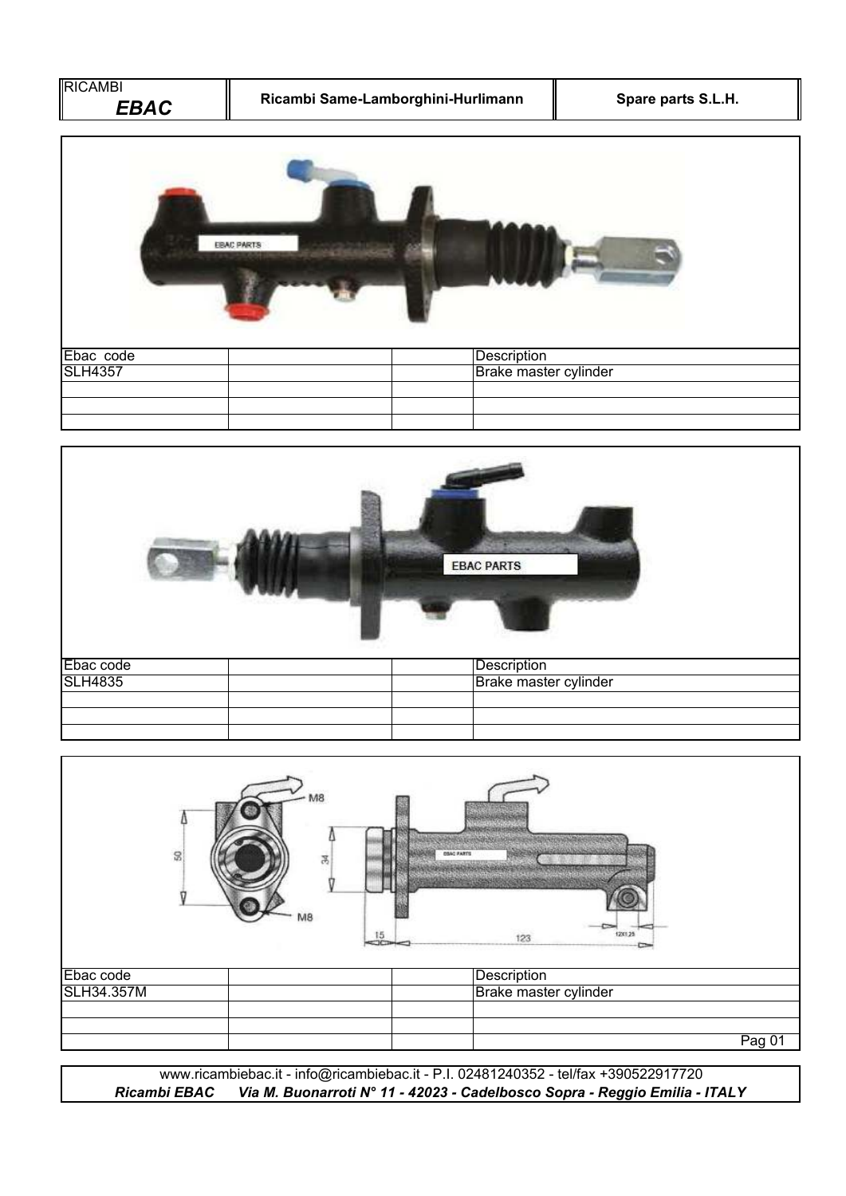| RICAMBI *EBAC* | Ricambi Same-Lamborghini-Hurlimann | Spare parts S.L.H. |
|---|---|---|

| Ebac code | | | Description |
|---|---|---|---|
| SLH4357 | | | Brake master cylinder |
| | | | |
| | | | |
| | | | |

| Ebac code | | | Description |
|---|---|---|---|
| SLH4835 | | | Brake master cylinder |
| | | | |
| | | | |
| | | | |

M8

50

34

M8

15

123

12X1.25

| Ebac code | | | Description |
|---|---|---|---|
| SLH34.357M | | | Brake master cylinder |
| | | | |
| | | | |
| | | | |

www.ricambiebac.it - info@ricambiebac.it - P.I. 02481240352 - tel/fax +390522917720

***Ricambi EBAC Via M. Buonarroti N° 11 - 42023 - Cadelbosco Sopra - Reggio Emilia - ITALY***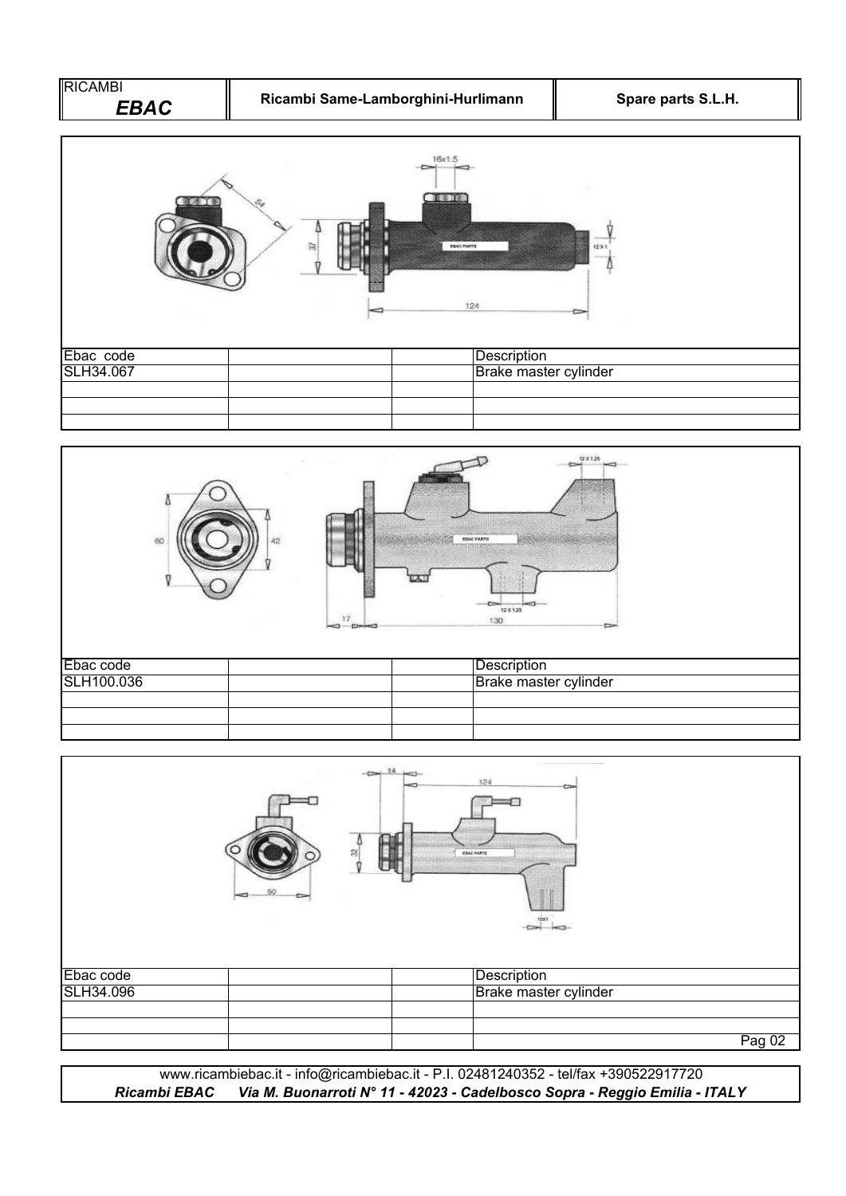| Ebac code | | | Description |
|---|---|---|---|
| SLH34.067 | | | Brake master cylinder |
| | | | |
| | | | |
| | | | |

| Ebac code | | | Description |
|---|---|---|---|
| SLH100.036 | | | Brake master cylinder |
| | | | |
| | | | |
| | | | |

| Ebac code | | | Description |
|---|---|---|---|
| SLH34.096 | | | Brake master cylinder |
| | | | |
| | | | |
| | | | |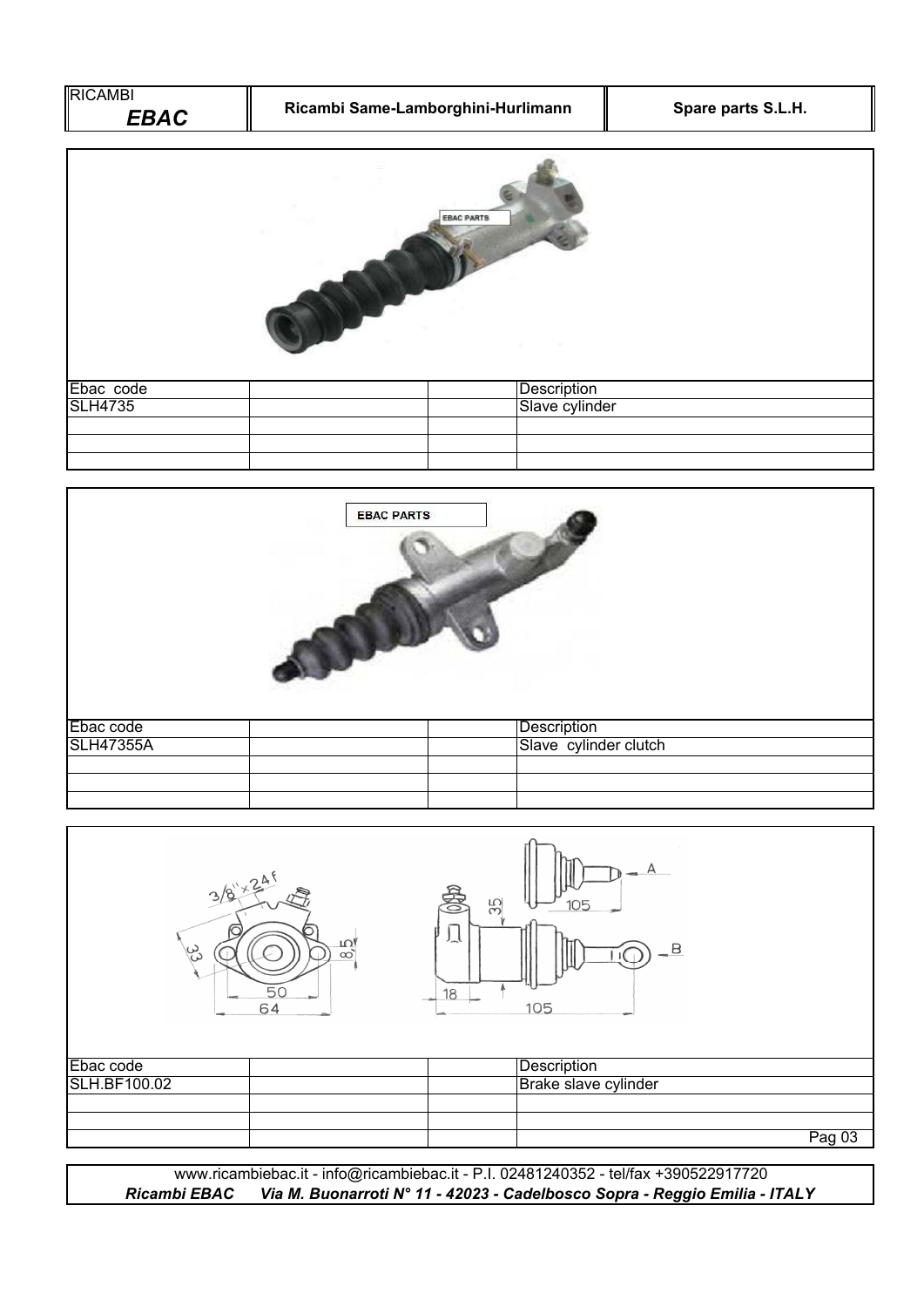| | | | |
|---|---|---|---|
| Ebac code | | | Description |
| SLH4735 | | | Slave cylinder |
| | | | |
| | | | |
| | | | |

| | | | |
|---|---|---|---|
| Ebac code | | | Description |
| SLH47355A | | | Slave cylinder clutch |
| | | | |
| | | | |
| | | | |

3/8" x 24 f

33

50

64

8,5

35

18

105

105

A

B

| | | | |
|---|---|---|---|
| Ebac code | | | Description |
| SLH.BF100.02 | | | Brake slave cylinder |
| | | | |
| | | | |
| | | | |